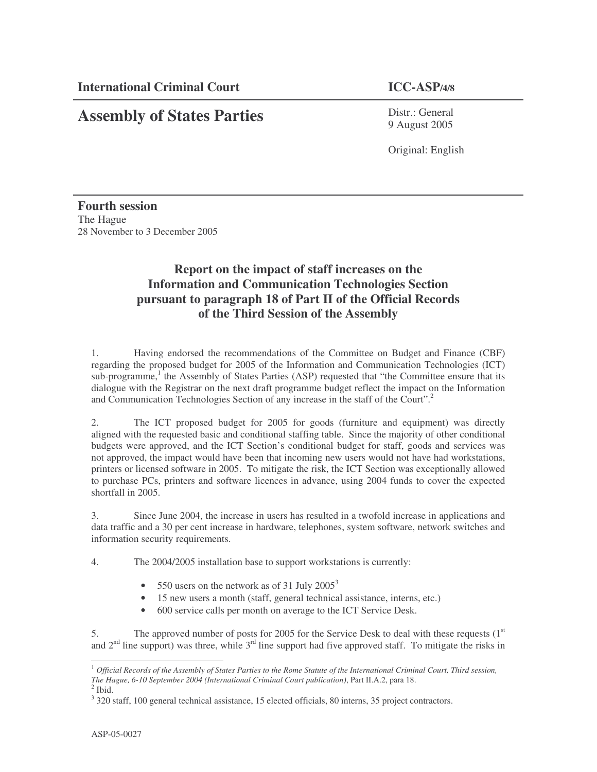**International Criminal Court** **ICC-ASP/4/8**

# Assembly of States Parties

Distr.: General
9 August 2005

Original: English

**Fourth session**
The Hague
28 November to 3 December 2005

## Report on the impact of staff increases on the Information and Communication Technologies Section pursuant to paragraph 18 of Part II of the Official Records of the Third Session of the Assembly

1. Having endorsed the recommendations of the Committee on Budget and Finance (CBF) regarding the proposed budget for 2005 of the Information and Communication Technologies (ICT) sub-programme,[1] the Assembly of States Parties (ASP) requested that "the Committee ensure that its dialogue with the Registrar on the next draft programme budget reflect the impact on the Information and Communication Technologies Section of any increase in the staff of the Court".[2]

2. The ICT proposed budget for 2005 for goods (furniture and equipment) was directly aligned with the requested basic and conditional staffing table. Since the majority of other conditional budgets were approved, and the ICT Section's conditional budget for staff, goods and services was not approved, the impact would have been that incoming new users would not have had workstations, printers or licensed software in 2005. To mitigate the risk, the ICT Section was exceptionally allowed to purchase PCs, printers and software licences in advance, using 2004 funds to cover the expected shortfall in 2005.

3. Since June 2004, the increase in users has resulted in a twofold increase in applications and data traffic and a 30 per cent increase in hardware, telephones, system software, network switches and information security requirements.

4. The 2004/2005 installation base to support workstations is currently:

- 550 users on the network as of 31 July 2005[3]
- 15 new users a month (staff, general technical assistance, interns, etc.)
- 600 service calls per month on average to the ICT Service Desk.

5. The approved number of posts for 2005 for the Service Desk to deal with these requests (1st and 2nd line support) was three, while 3rd line support had five approved staff. To mitigate the risks in

[1] *Official Records of the Assembly of States Parties to the Rome Statute of the International Criminal Court, Third session, The Hague, 6-10 September 2004 (International Criminal Court publication)*, Part II.A.2, para 18.

[2] Ibid.

[3] 320 staff, 100 general technical assistance, 15 elected officials, 80 interns, 35 project contractors.

ASP-05-0027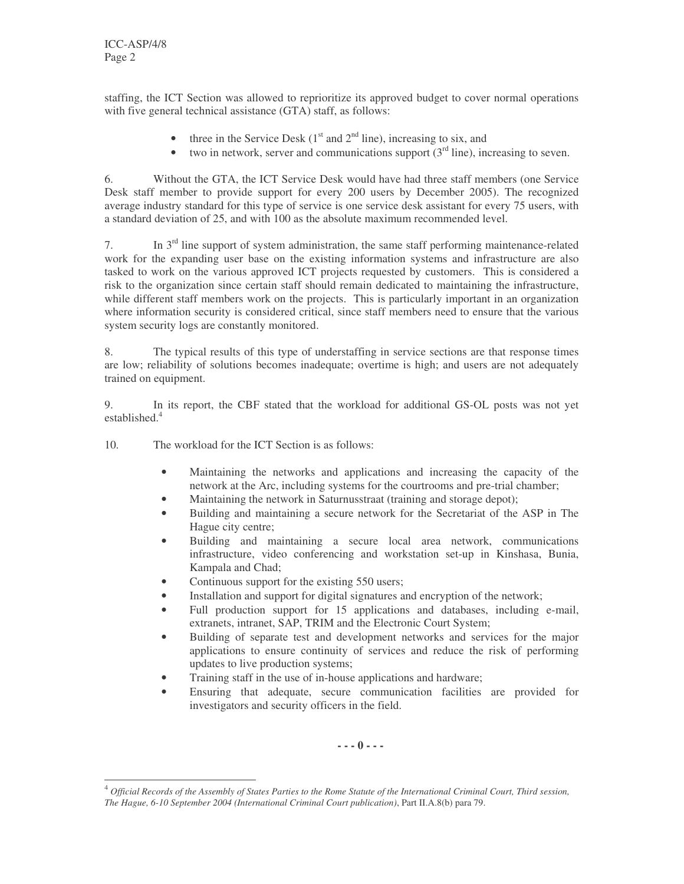staffing, the ICT Section was allowed to reprioritize its approved budget to cover normal operations with five general technical assistance (GTA) staff, as follows:

- three in the Service Desk (1st and 2nd line), increasing to six, and
- two in network, server and communications support (3rd line), increasing to seven.

6. Without the GTA, the ICT Service Desk would have had three staff members (one Service Desk staff member to provide support for every 200 users by December 2005). The recognized average industry standard for this type of service is one service desk assistant for every 75 users, with a standard deviation of 25, and with 100 as the absolute maximum recommended level.

7. In 3rd line support of system administration, the same staff performing maintenance-related work for the expanding user base on the existing information systems and infrastructure are also tasked to work on the various approved ICT projects requested by customers. This is considered a risk to the organization since certain staff should remain dedicated to maintaining the infrastructure, while different staff members work on the projects. This is particularly important in an organization where information security is considered critical, since staff members need to ensure that the various system security logs are constantly monitored.

8. The typical results of this type of understaffing in service sections are that response times are low; reliability of solutions becomes inadequate; overtime is high; and users are not adequately trained on equipment.

9. In its report, the CBF stated that the workload for additional GS-OL posts was not yet established.[4]

10. The workload for the ICT Section is as follows:

- Maintaining the networks and applications and increasing the capacity of the network at the Arc, including systems for the courtrooms and pre-trial chamber;
- Maintaining the network in Saturnusstraat (training and storage depot);
- Building and maintaining a secure network for the Secretariat of the ASP in The Hague city centre;
- Building and maintaining a secure local area network, communications infrastructure, video conferencing and workstation set-up in Kinshasa, Bunia, Kampala and Chad;
- Continuous support for the existing 550 users;
- Installation and support for digital signatures and encryption of the network;
- Full production support for 15 applications and databases, including e-mail, extranets, intranet, SAP, TRIM and the Electronic Court System;
- Building of separate test and development networks and services for the major applications to ensure continuity of services and reduce the risk of performing updates to live production systems;
- Training staff in the use of in-house applications and hardware;
- Ensuring that adequate, secure communication facilities are provided for investigators and security officers in the field.

**- - - 0 - - -**

[4] *Official Records of the Assembly of States Parties to the Rome Statute of the International Criminal Court, Third session, The Hague, 6-10 September 2004 (International Criminal Court publication)*, Part II.A.8(b) para 79.